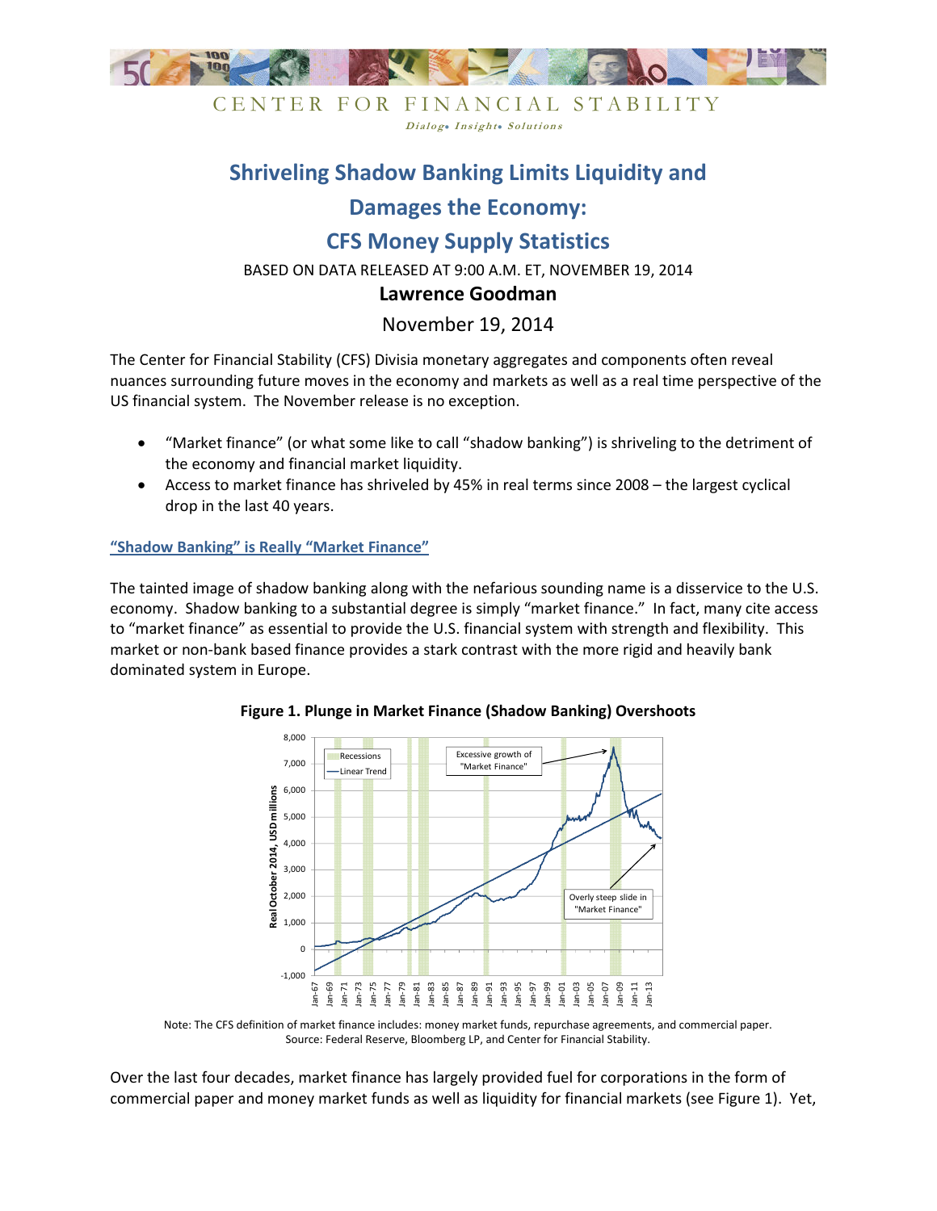CENTER FOR FINANCIAL STABILITY

*Dialog• Insight• Solutions*

# Shriveling Shadow Banking Limits Liquidity and Damages the Economy: CFS Money Supply Statistics

BASED ON DATA RELEASED AT 9:00 A.M. ET, NOVEMBER 19, 2014

**Lawrence Goodman**

November 19, 2014

The Center for Financial Stability (CFS) Divisia monetary aggregates and components often reveal nuances surrounding future moves in the economy and markets as well as a real time perspective of the US financial system. The November release is no exception.

- "Market finance" (or what some like to call "shadow banking") is shriveling to the detriment of the economy and financial market liquidity.
- Access to market finance has shriveled by 45% in real terms since 2008 – the largest cyclical drop in the last 40 years.

## "Shadow Banking" is Really "Market Finance"

The tainted image of shadow banking along with the nefarious sounding name is a disservice to the U.S. economy. Shadow banking to a substantial degree is simply "market finance." In fact, many cite access to "market finance" as essential to provide the U.S. financial system with strength and flexibility. This market or non-bank based finance provides a stark contrast with the more rigid and heavily bank dominated system in Europe.

**Figure 1. Plunge in Market Finance (Shadow Banking) Overshoots**

Note: The CFS definition of market finance includes: money market funds, repurchase agreements, and commercial paper.
Source: Federal Reserve, Bloomberg LP, and Center for Financial Stability.

Over the last four decades, market finance has largely provided fuel for corporations in the form of commercial paper and money market funds as well as liquidity for financial markets (see Figure 1). Yet,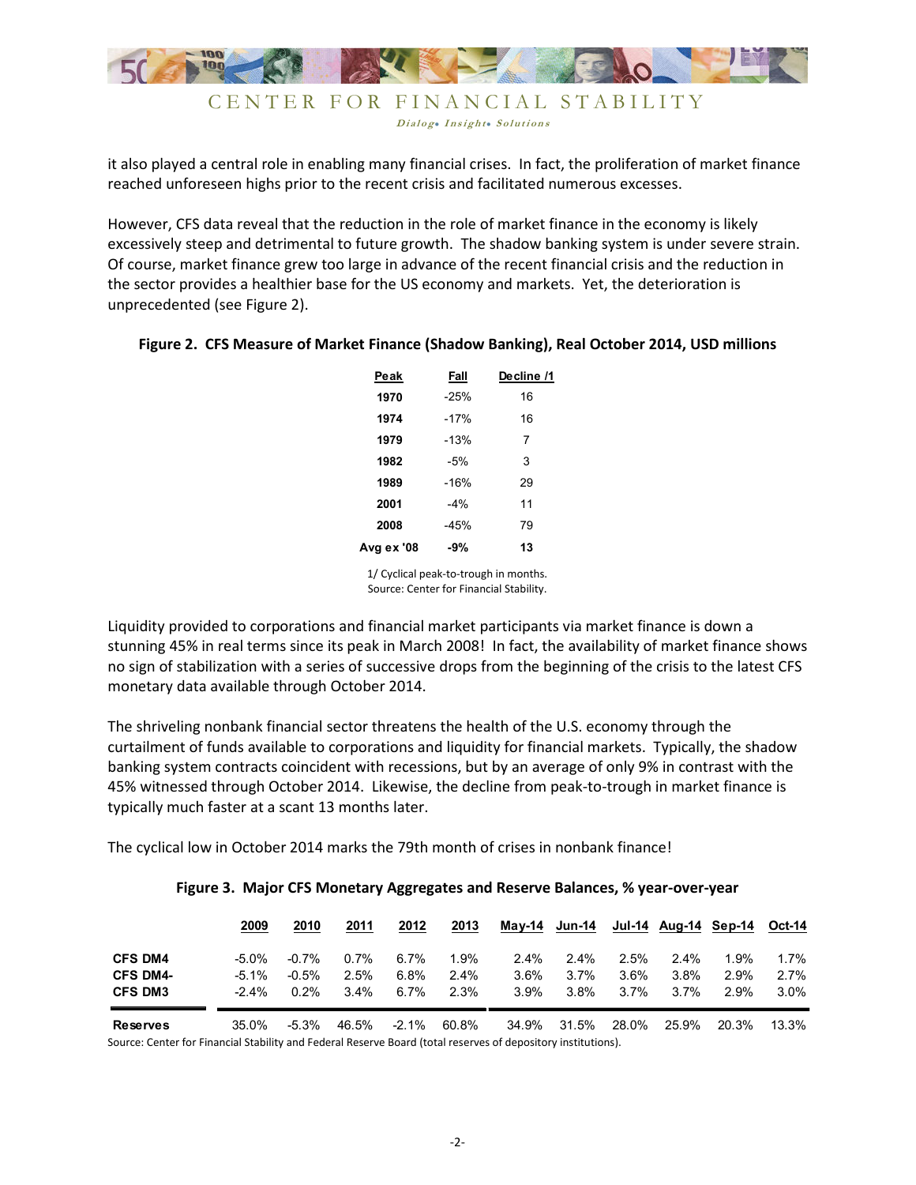it also played a central role in enabling many financial crises. In fact, the proliferation of market finance reached unforeseen highs prior to the recent crisis and facilitated numerous excesses.

However, CFS data reveal that the reduction in the role of market finance in the economy is likely excessively steep and detrimental to future growth. The shadow banking system is under severe strain. Of course, market finance grew too large in advance of the recent financial crisis and the reduction in the sector provides a healthier base for the US economy and markets. Yet, the deterioration is unprecedented (see Figure 2).

**Figure 2. CFS Measure of Market Finance (Shadow Banking), Real October 2014, USD millions**

| Peak | Fall | Decline /1 |
|---|---|---|
| **1970** | -25% | 16 |
| **1974** | -17% | 16 |
| **1979** | -13% | 7 |
| **1982** | -5% | 3 |
| **1989** | -16% | 29 |
| **2001** | -4% | 11 |
| **2008** | -45% | 79 |
| **Avg ex '08** | **-9%** | **13** |

1/ Cyclical peak-to-trough in months.
Source: Center for Financial Stability.

Liquidity provided to corporations and financial market participants via market finance is down a stunning 45% in real terms since its peak in March 2008! In fact, the availability of market finance shows no sign of stabilization with a series of successive drops from the beginning of the crisis to the latest CFS monetary data available through October 2014.

The shriveling nonbank financial sector threatens the health of the U.S. economy through the curtailment of funds available to corporations and liquidity for financial markets. Typically, the shadow banking system contracts coincident with recessions, but by an average of only 9% in contrast with the 45% witnessed through October 2014. Likewise, the decline from peak-to-trough in market finance is typically much faster at a scant 13 months later.

The cyclical low in October 2014 marks the 79th month of crises in nonbank finance!

**Figure 3. Major CFS Monetary Aggregates and Reserve Balances, % year-over-year**

| | 2009 | 2010 | 2011 | 2012 | 2013 | May-14 | Jun-14 | Jul-14 | Aug-14 | Sep-14 | Oct-14 |
|---|---|---|---|---|---|---|---|---|---|---|---|
| **CFS DM4** | -5.0% | -0.7% | 0.7% | 6.7% | 1.9% | 2.4% | 2.4% | 2.5% | 2.4% | 1.9% | 1.7% |
| **CFS DM4-** | -5.1% | -0.5% | 2.5% | 6.8% | 2.4% | 3.6% | 3.7% | 3.6% | 3.8% | 2.9% | 2.7% |
| **CFS DM3** | -2.4% | 0.2% | 3.4% | 6.7% | 2.3% | 3.9% | 3.8% | 3.7% | 3.7% | 2.9% | 3.0% |
| **Reserves** | 35.0% | -5.3% | 46.5% | -2.1% | 60.8% | 34.9% | 31.5% | 28.0% | 25.9% | 20.3% | 13.3% |

Source: Center for Financial Stability and Federal Reserve Board (total reserves of depository institutions).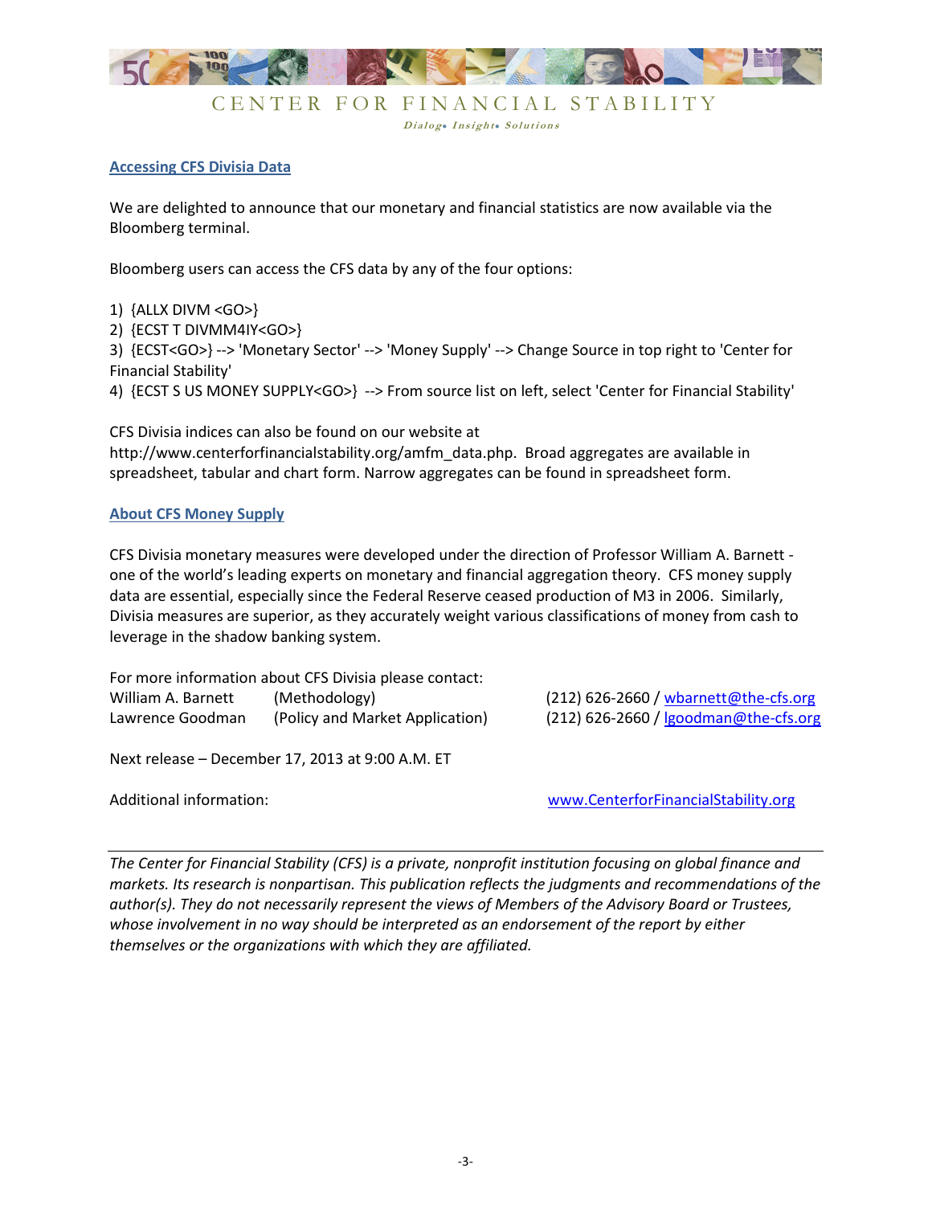## Accessing CFS Divisia Data

We are delighted to announce that our monetary and financial statistics are now available via the Bloomberg terminal.

Bloomberg users can access the CFS data by any of the four options:

1) {ALLX DIVM <GO>}
2) {ECST T DIVMM4IY<GO>}
3) {ECST<GO>} --> 'Monetary Sector' --> 'Money Supply' --> Change Source in top right to 'Center for Financial Stability'
4) {ECST S US MONEY SUPPLY<GO>} --> From source list on left, select 'Center for Financial Stability'

CFS Divisia indices can also be found on our website at http://www.centerforfinancialstability.org/amfm_data.php. Broad aggregates are available in spreadsheet, tabular and chart form. Narrow aggregates can be found in spreadsheet form.

## About CFS Money Supply

CFS Divisia monetary measures were developed under the direction of Professor William A. Barnett - one of the world's leading experts on monetary and financial aggregation theory. CFS money supply data are essential, especially since the Federal Reserve ceased production of M3 in 2006. Similarly, Divisia measures are superior, as they accurately weight various classifications of money from cash to leverage in the shadow banking system.

For more information about CFS Divisia please contact:

| | | |
|---|---|---|
| William A. Barnett | (Methodology) | (212) 626-2660 / wbarnett@the-cfs.org |
| Lawrence Goodman | (Policy and Market Application) | (212) 626-2660 / lgoodman@the-cfs.org |

Next release – December 17, 2013 at 9:00 A.M. ET

Additional information: www.CenterforFinancialStability.org

---

*The Center for Financial Stability (CFS) is a private, nonprofit institution focusing on global finance and markets. Its research is nonpartisan. This publication reflects the judgments and recommendations of the author(s). They do not necessarily represent the views of Members of the Advisory Board or Trustees, whose involvement in no way should be interpreted as an endorsement of the report by either themselves or the organizations with which they are affiliated.*